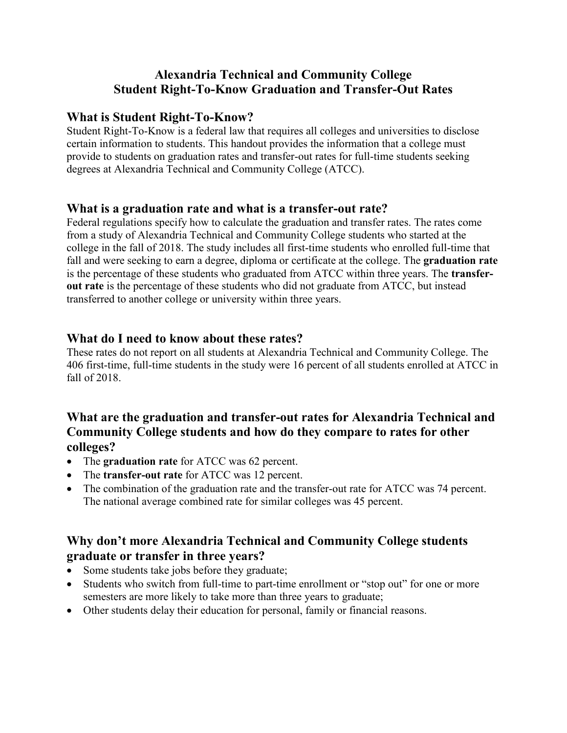# Alexandria Technical and Community College
# Student Right-To-Know Graduation and Transfer-Out Rates

## What is Student Right-To-Know?

Student Right-To-Know is a federal law that requires all colleges and universities to disclose certain information to students. This handout provides the information that a college must provide to students on graduation rates and transfer-out rates for full-time students seeking degrees at Alexandria Technical and Community College (ATCC).

## What is a graduation rate and what is a transfer-out rate?

Federal regulations specify how to calculate the graduation and transfer rates. The rates come from a study of Alexandria Technical and Community College students who started at the college in the fall of 2018. The study includes all first-time students who enrolled full-time that fall and were seeking to earn a degree, diploma or certificate at the college. The **graduation rate** is the percentage of these students who graduated from ATCC within three years. The **transfer-out rate** is the percentage of these students who did not graduate from ATCC, but instead transferred to another college or university within three years.

## What do I need to know about these rates?

These rates do not report on all students at Alexandria Technical and Community College. The 406 first-time, full-time students in the study were 16 percent of all students enrolled at ATCC in fall of 2018.

## What are the graduation and transfer-out rates for Alexandria Technical and Community College students and how do they compare to rates for other colleges?

- The **graduation rate** for ATCC was 62 percent.
- The **transfer-out rate** for ATCC was 12 percent.
- The combination of the graduation rate and the transfer-out rate for ATCC was 74 percent. The national average combined rate for similar colleges was 45 percent.

## Why don't more Alexandria Technical and Community College students graduate or transfer in three years?

- Some students take jobs before they graduate;
- Students who switch from full-time to part-time enrollment or "stop out" for one or more semesters are more likely to take more than three years to graduate;
- Other students delay their education for personal, family or financial reasons.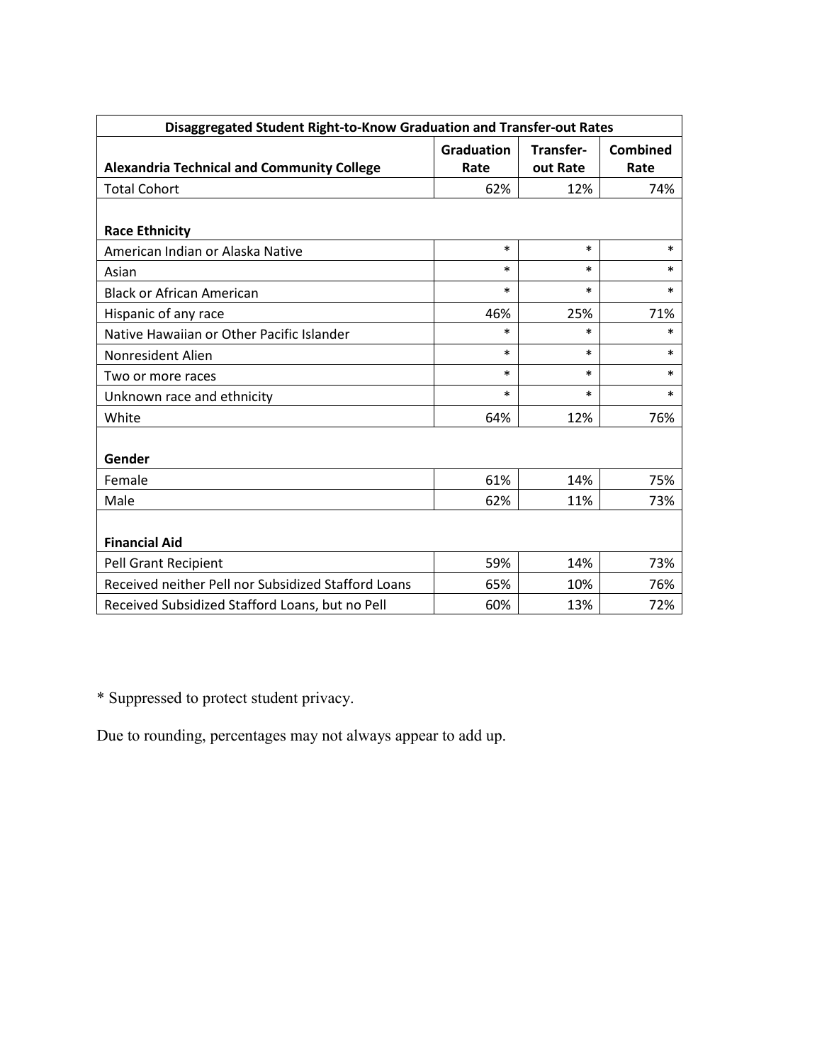| Disaggregated Student Right-to-Know Graduation and Transfer-out Rates | | | |
|---|---|---|---|
| **Alexandria Technical and Community College** | **Graduation Rate** | **Transfer-out Rate** | **Combined Rate** |
| Total Cohort | 62% | 12% | 74% |
| **Race Ethnicity** | | | |
| American Indian or Alaska Native | * | * | * |
| Asian | * | * | * |
| Black or African American | * | * | * |
| Hispanic of any race | 46% | 25% | 71% |
| Native Hawaiian or Other Pacific Islander | * | * | * |
| Nonresident Alien | * | * | * |
| Two or more races | * | * | * |
| Unknown race and ethnicity | * | * | * |
| White | 64% | 12% | 76% |
| **Gender** | | | |
| Female | 61% | 14% | 75% |
| Male | 62% | 11% | 73% |
| **Financial Aid** | | | |
| Pell Grant Recipient | 59% | 14% | 73% |
| Received neither Pell nor Subsidized Stafford Loans | 65% | 10% | 76% |
| Received Subsidized Stafford Loans, but no Pell | 60% | 13% | 72% |

* Suppressed to protect student privacy.

Due to rounding, percentages may not always appear to add up.